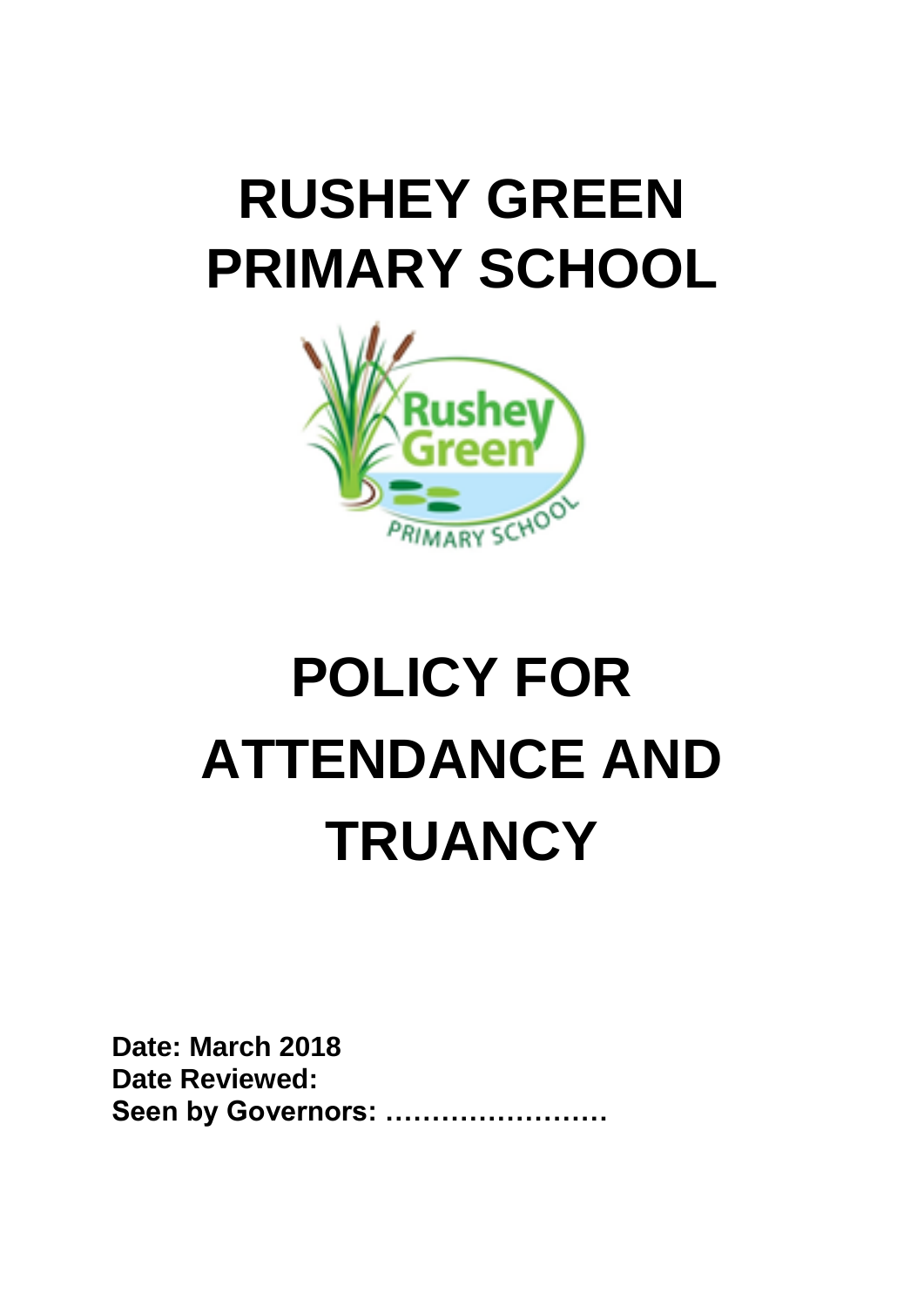# RUSHEY GREEN PRIMARY SCHOOL

# POLICY FOR ATTENDANCE AND TRUANCY

**Date: March 2018**
**Date Reviewed:**
**Seen by Governors: ……………………**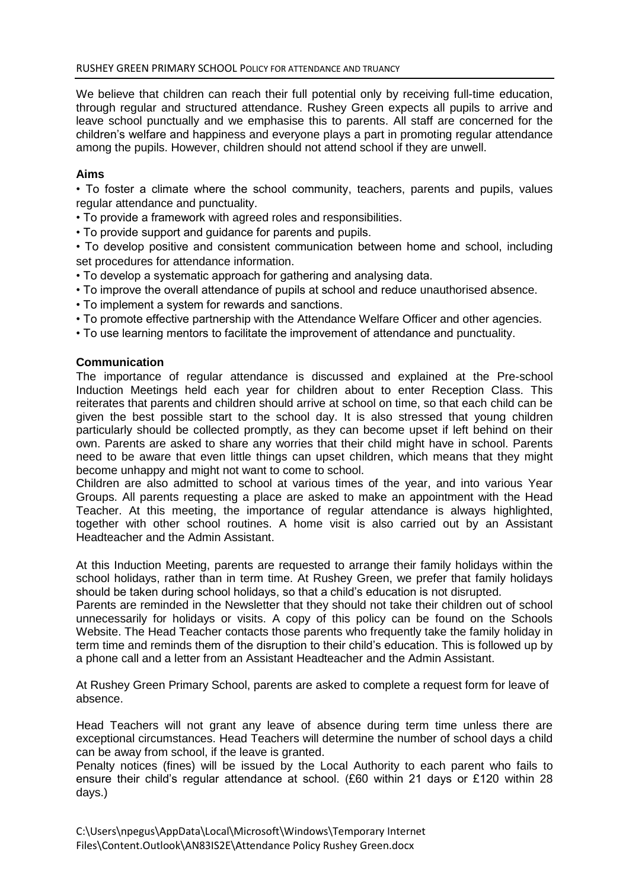We believe that children can reach their full potential only by receiving full-time education, through regular and structured attendance. Rushey Green expects all pupils to arrive and leave school punctually and we emphasise this to parents. All staff are concerned for the children's welfare and happiness and everyone plays a part in promoting regular attendance among the pupils. However, children should not attend school if they are unwell.

**Aims**

- To foster a climate where the school community, teachers, parents and pupils, values regular attendance and punctuality.
- To provide a framework with agreed roles and responsibilities.
- To provide support and guidance for parents and pupils.
- To develop positive and consistent communication between home and school, including set procedures for attendance information.
- To develop a systematic approach for gathering and analysing data.
- To improve the overall attendance of pupils at school and reduce unauthorised absence.
- To implement a system for rewards and sanctions.
- To promote effective partnership with the Attendance Welfare Officer and other agencies.
- To use learning mentors to facilitate the improvement of attendance and punctuality.

**Communication**

The importance of regular attendance is discussed and explained at the Pre-school Induction Meetings held each year for children about to enter Reception Class. This reiterates that parents and children should arrive at school on time, so that each child can be given the best possible start to the school day. It is also stressed that young children particularly should be collected promptly, as they can become upset if left behind on their own. Parents are asked to share any worries that their child might have in school. Parents need to be aware that even little things can upset children, which means that they might become unhappy and might not want to come to school.

Children are also admitted to school at various times of the year, and into various Year Groups. All parents requesting a place are asked to make an appointment with the Head Teacher. At this meeting, the importance of regular attendance is always highlighted, together with other school routines. A home visit is also carried out by an Assistant Headteacher and the Admin Assistant.

At this Induction Meeting, parents are requested to arrange their family holidays within the school holidays, rather than in term time. At Rushey Green, we prefer that family holidays should be taken during school holidays, so that a child's education is not disrupted.

Parents are reminded in the Newsletter that they should not take their children out of school unnecessarily for holidays or visits. A copy of this policy can be found on the Schools Website. The Head Teacher contacts those parents who frequently take the family holiday in term time and reminds them of the disruption to their child's education. This is followed up by a phone call and a letter from an Assistant Headteacher and the Admin Assistant.

At Rushey Green Primary School, parents are asked to complete a request form for leave of absence.

Head Teachers will not grant any leave of absence during term time unless there are exceptional circumstances. Head Teachers will determine the number of school days a child can be away from school, if the leave is granted.

Penalty notices (fines) will be issued by the Local Authority to each parent who fails to ensure their child's regular attendance at school. (£60 within 21 days or £120 within 28 days.)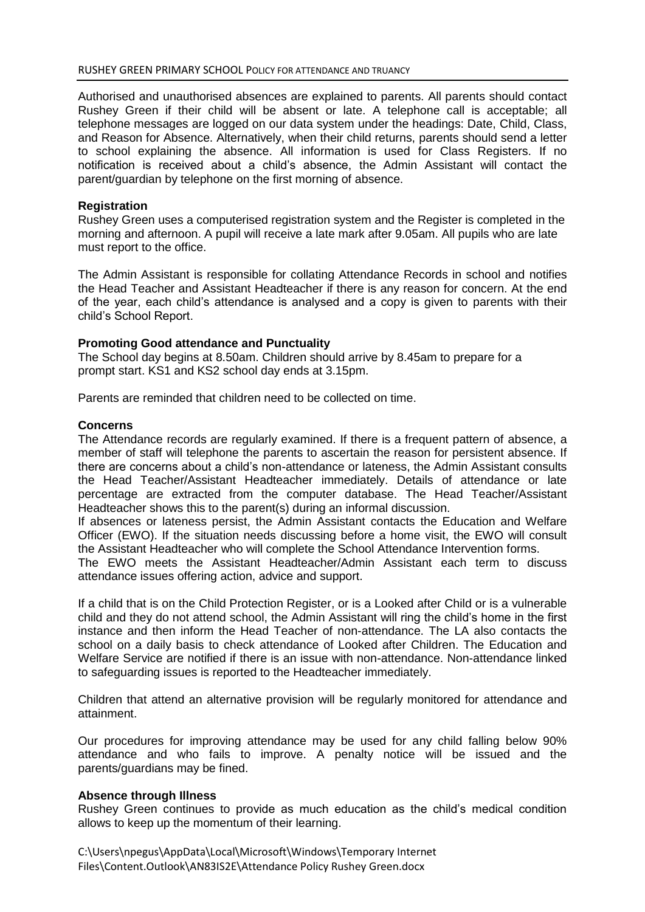Authorised and unauthorised absences are explained to parents. All parents should contact Rushey Green if their child will be absent or late. A telephone call is acceptable; all telephone messages are logged on our data system under the headings: Date, Child, Class, and Reason for Absence. Alternatively, when their child returns, parents should send a letter to school explaining the absence. All information is used for Class Registers. If no notification is received about a child's absence, the Admin Assistant will contact the parent/guardian by telephone on the first morning of absence.

**Registration**

Rushey Green uses a computerised registration system and the Register is completed in the morning and afternoon. A pupil will receive a late mark after 9.05am. All pupils who are late must report to the office.

The Admin Assistant is responsible for collating Attendance Records in school and notifies the Head Teacher and Assistant Headteacher if there is any reason for concern. At the end of the year, each child's attendance is analysed and a copy is given to parents with their child's School Report.

**Promoting Good attendance and Punctuality**

The School day begins at 8.50am. Children should arrive by 8.45am to prepare for a prompt start. KS1 and KS2 school day ends at 3.15pm.

Parents are reminded that children need to be collected on time.

**Concerns**

The Attendance records are regularly examined. If there is a frequent pattern of absence, a member of staff will telephone the parents to ascertain the reason for persistent absence. If there are concerns about a child's non-attendance or lateness, the Admin Assistant consults the Head Teacher/Assistant Headteacher immediately. Details of attendance or late percentage are extracted from the computer database. The Head Teacher/Assistant Headteacher shows this to the parent(s) during an informal discussion.

If absences or lateness persist, the Admin Assistant contacts the Education and Welfare Officer (EWO). If the situation needs discussing before a home visit, the EWO will consult the Assistant Headteacher who will complete the School Attendance Intervention forms.

The EWO meets the Assistant Headteacher/Admin Assistant each term to discuss attendance issues offering action, advice and support.

If a child that is on the Child Protection Register, or is a Looked after Child or is a vulnerable child and they do not attend school, the Admin Assistant will ring the child's home in the first instance and then inform the Head Teacher of non-attendance. The LA also contacts the school on a daily basis to check attendance of Looked after Children. The Education and Welfare Service are notified if there is an issue with non-attendance. Non-attendance linked to safeguarding issues is reported to the Headteacher immediately.

Children that attend an alternative provision will be regularly monitored for attendance and attainment.

Our procedures for improving attendance may be used for any child falling below 90% attendance and who fails to improve. A penalty notice will be issued and the parents/guardians may be fined.

**Absence through Illness**

Rushey Green continues to provide as much education as the child's medical condition allows to keep up the momentum of their learning.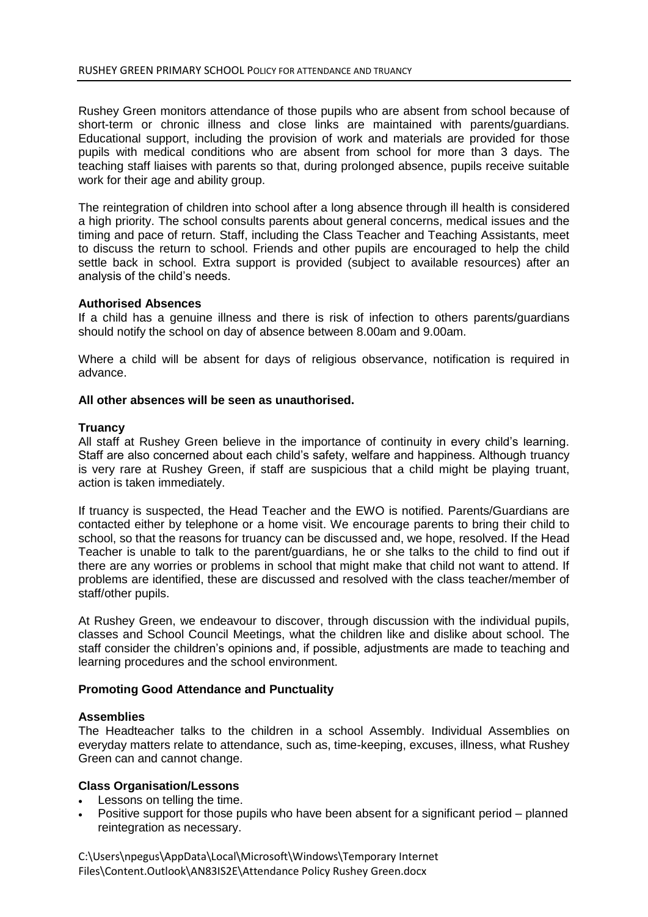Rushey Green monitors attendance of those pupils who are absent from school because of short-term or chronic illness and close links are maintained with parents/guardians. Educational support, including the provision of work and materials are provided for those pupils with medical conditions who are absent from school for more than 3 days. The teaching staff liaises with parents so that, during prolonged absence, pupils receive suitable work for their age and ability group.

The reintegration of children into school after a long absence through ill health is considered a high priority. The school consults parents about general concerns, medical issues and the timing and pace of return. Staff, including the Class Teacher and Teaching Assistants, meet to discuss the return to school. Friends and other pupils are encouraged to help the child settle back in school. Extra support is provided (subject to available resources) after an analysis of the child's needs.

**Authorised Absences**

If a child has a genuine illness and there is risk of infection to others parents/guardians should notify the school on day of absence between 8.00am and 9.00am.

Where a child will be absent for days of religious observance, notification is required in advance.

**All other absences will be seen as unauthorised.**

**Truancy**

All staff at Rushey Green believe in the importance of continuity in every child's learning. Staff are also concerned about each child's safety, welfare and happiness. Although truancy is very rare at Rushey Green, if staff are suspicious that a child might be playing truant, action is taken immediately.

If truancy is suspected, the Head Teacher and the EWO is notified. Parents/Guardians are contacted either by telephone or a home visit. We encourage parents to bring their child to school, so that the reasons for truancy can be discussed and, we hope, resolved. If the Head Teacher is unable to talk to the parent/guardians, he or she talks to the child to find out if there are any worries or problems in school that might make that child not want to attend. If problems are identified, these are discussed and resolved with the class teacher/member of staff/other pupils.

At Rushey Green, we endeavour to discover, through discussion with the individual pupils, classes and School Council Meetings, what the children like and dislike about school. The staff consider the children's opinions and, if possible, adjustments are made to teaching and learning procedures and the school environment.

**Promoting Good Attendance and Punctuality**

**Assemblies**

The Headteacher talks to the children in a school Assembly. Individual Assemblies on everyday matters relate to attendance, such as, time-keeping, excuses, illness, what Rushey Green can and cannot change.

**Class Organisation/Lessons**

- Lessons on telling the time.
- Positive support for those pupils who have been absent for a significant period – planned reintegration as necessary.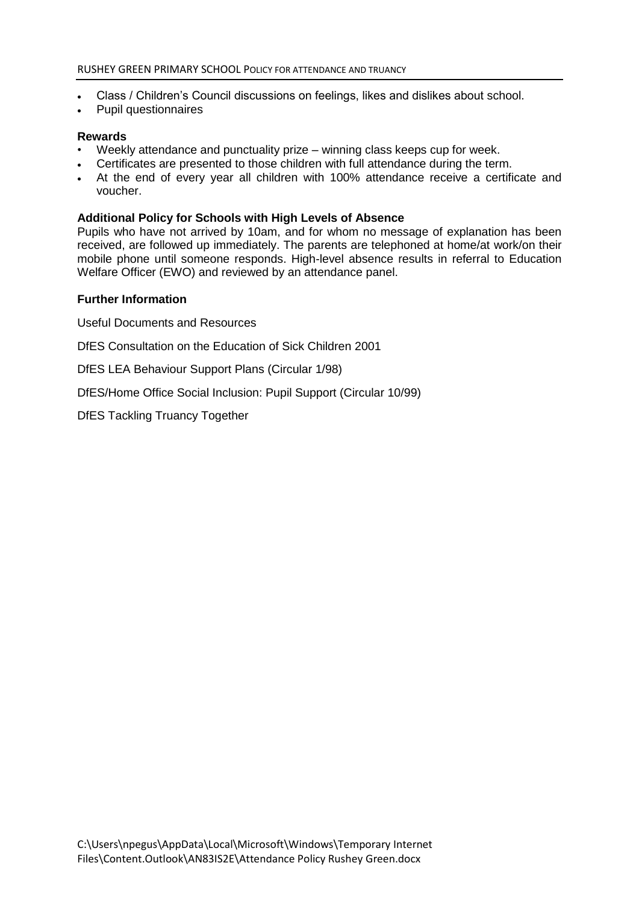- Class / Children's Council discussions on feelings, likes and dislikes about school.
- Pupil questionnaires

**Rewards**

- Weekly attendance and punctuality prize – winning class keeps cup for week.
- Certificates are presented to those children with full attendance during the term.
- At the end of every year all children with 100% attendance receive a certificate and voucher.

**Additional Policy for Schools with High Levels of Absence**

Pupils who have not arrived by 10am, and for whom no message of explanation has been received, are followed up immediately. The parents are telephoned at home/at work/on their mobile phone until someone responds. High-level absence results in referral to Education Welfare Officer (EWO) and reviewed by an attendance panel.

**Further Information**

Useful Documents and Resources

DfES Consultation on the Education of Sick Children 2001

DfES LEA Behaviour Support Plans (Circular 1/98)

DfES/Home Office Social Inclusion: Pupil Support (Circular 10/99)

DfES Tackling Truancy Together